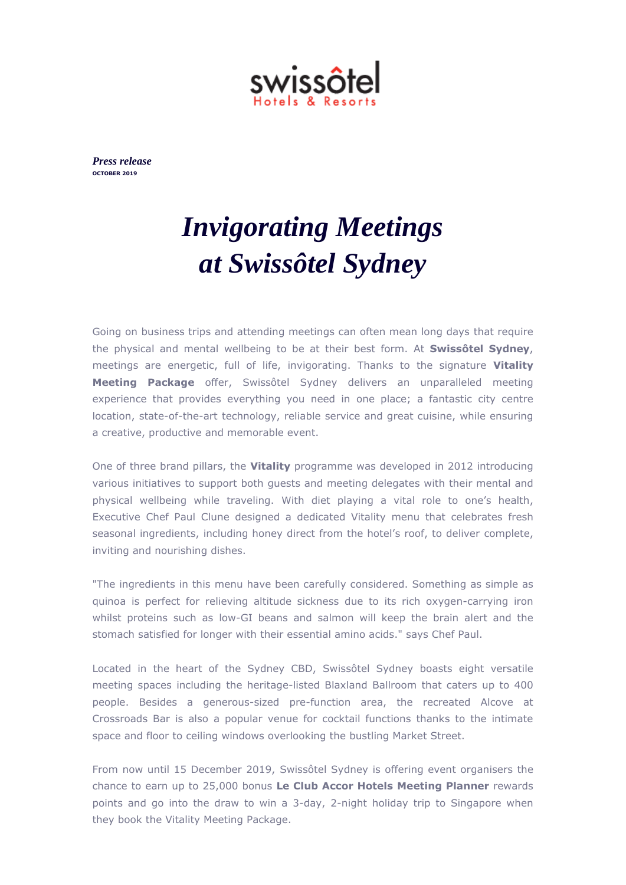swissôtel
Hotels & Resorts

***Press release***
**OCTOBER 2019**

# *Invigorating Meetings at Swissôtel Sydney*

Going on business trips and attending meetings can often mean long days that require the physical and mental wellbeing to be at their best form. At **Swissôtel Sydney**, meetings are energetic, full of life, invigorating. Thanks to the signature **Vitality Meeting Package** offer, Swissôtel Sydney delivers an unparalleled meeting experience that provides everything you need in one place; a fantastic city centre location, state-of-the-art technology, reliable service and great cuisine, while ensuring a creative, productive and memorable event.

One of three brand pillars, the **Vitality** programme was developed in 2012 introducing various initiatives to support both guests and meeting delegates with their mental and physical wellbeing while traveling. With diet playing a vital role to one's health, Executive Chef Paul Clune designed a dedicated Vitality menu that celebrates fresh seasonal ingredients, including honey direct from the hotel's roof, to deliver complete, inviting and nourishing dishes.

"The ingredients in this menu have been carefully considered. Something as simple as quinoa is perfect for relieving altitude sickness due to its rich oxygen-carrying iron whilst proteins such as low-GI beans and salmon will keep the brain alert and the stomach satisfied for longer with their essential amino acids." says Chef Paul.

Located in the heart of the Sydney CBD, Swissôtel Sydney boasts eight versatile meeting spaces including the heritage-listed Blaxland Ballroom that caters up to 400 people. Besides a generous-sized pre-function area, the recreated Alcove at Crossroads Bar is also a popular venue for cocktail functions thanks to the intimate space and floor to ceiling windows overlooking the bustling Market Street.

From now until 15 December 2019, Swissôtel Sydney is offering event organisers the chance to earn up to 25,000 bonus **Le Club Accor Hotels Meeting Planner** rewards points and go into the draw to win a 3-day, 2-night holiday trip to Singapore when they book the Vitality Meeting Package.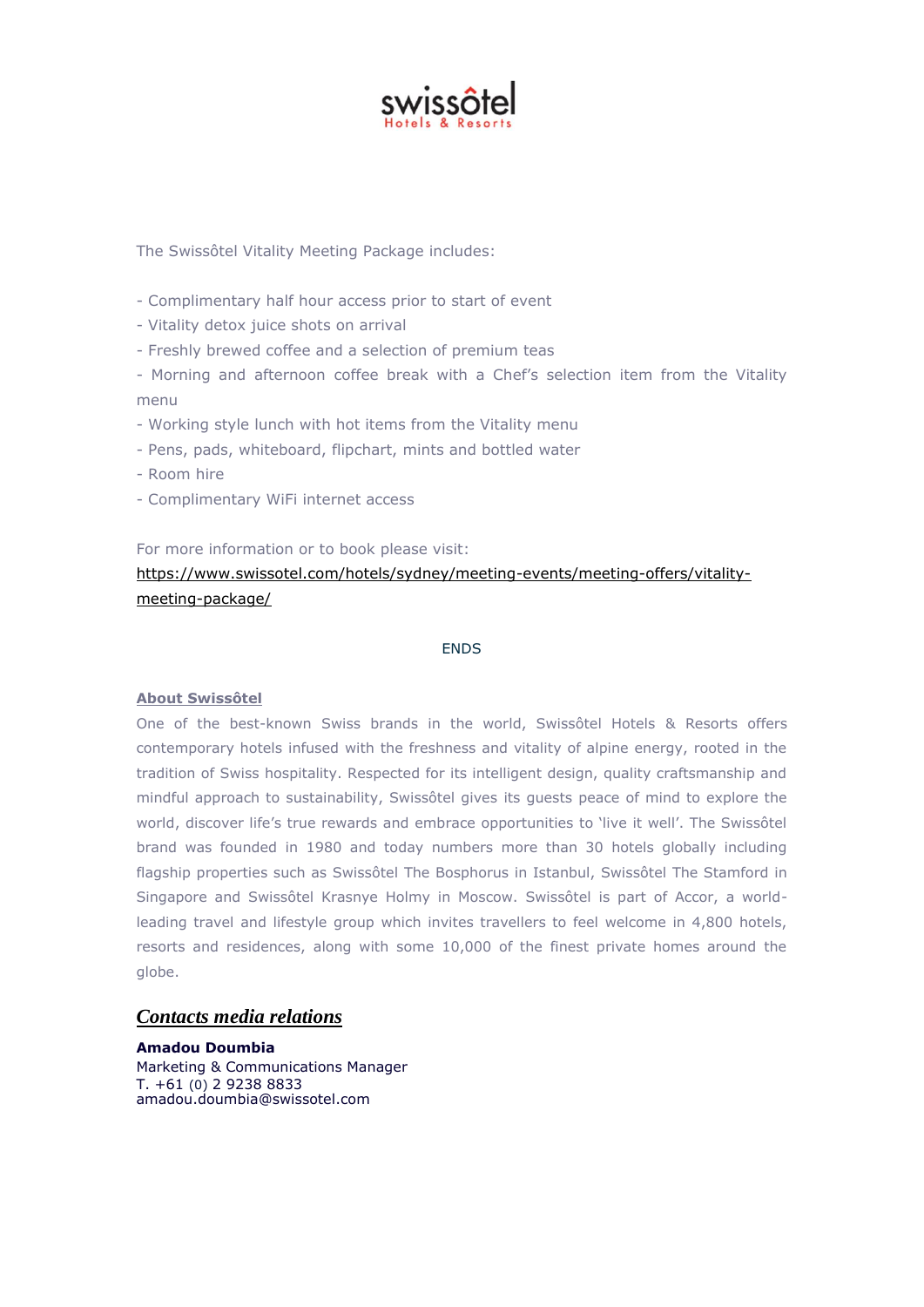The Swissôtel Vitality Meeting Package includes:

- Complimentary half hour access prior to start of event
- Vitality detox juice shots on arrival
- Freshly brewed coffee and a selection of premium teas
- Morning and afternoon coffee break with a Chef's selection item from the Vitality menu
- Working style lunch with hot items from the Vitality menu
- Pens, pads, whiteboard, flipchart, mints and bottled water
- Room hire
- Complimentary WiFi internet access

For more information or to book please visit:
https://www.swissotel.com/hotels/sydney/meeting-events/meeting-offers/vitality-meeting-package/

ENDS

**About Swissôtel**

One of the best-known Swiss brands in the world, Swissôtel Hotels & Resorts offers contemporary hotels infused with the freshness and vitality of alpine energy, rooted in the tradition of Swiss hospitality. Respected for its intelligent design, quality craftsmanship and mindful approach to sustainability, Swissôtel gives its guests peace of mind to explore the world, discover life's true rewards and embrace opportunities to 'live it well'. The Swissôtel brand was founded in 1980 and today numbers more than 30 hotels globally including flagship properties such as Swissôtel The Bosphorus in Istanbul, Swissôtel The Stamford in Singapore and Swissôtel Krasnye Holmy in Moscow. Swissôtel is part of Accor, a world-leading travel and lifestyle group which invites travellers to feel welcome in 4,800 hotels, resorts and residences, along with some 10,000 of the finest private homes around the globe.

## *Contacts media relations*

**Amadou Doumbia**
Marketing & Communications Manager
T. +61 (0) 2 9238 8833
amadou.doumbia@swissotel.com